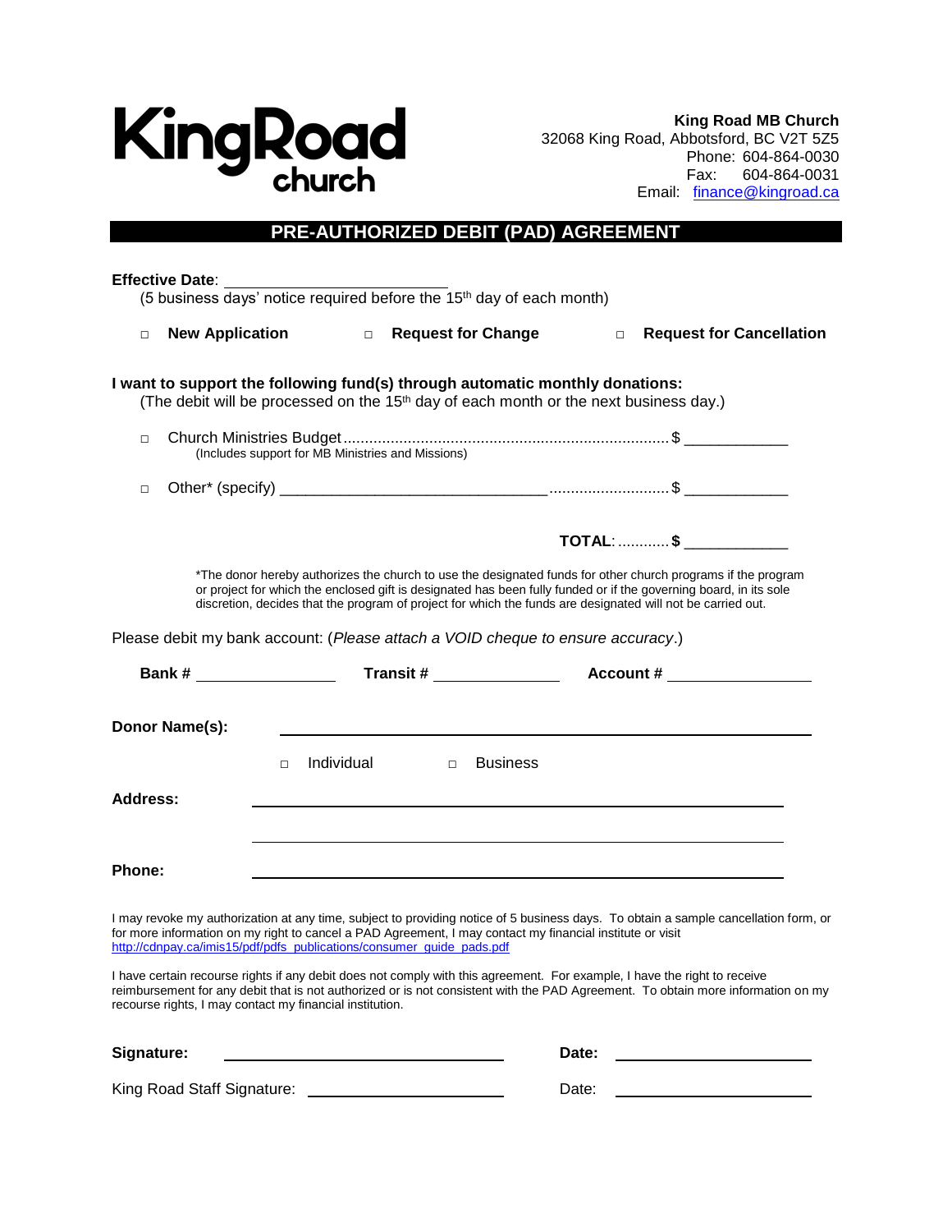**KingRoad church**

**King Road MB Church**
32068 King Road, Abbotsford, BC V2T 5Z5
Phone: 604-864-0030
Fax: 604-864-0031
Email: finance@kingroad.ca

# PRE-AUTHORIZED DEBIT (PAD) AGREEMENT

**Effective Date**: ___________________________
(5 business days' notice required before the 15th day of each month)

□ **New Application** □ **Request for Change** □ **Request for Cancellation**

**I want to support the following fund(s) through automatic monthly donations:**
(The debit will be processed on the 15th day of each month or the next business day.)

□ Church Ministries Budget.......................................................................... $ ____________
(Includes support for MB Ministries and Missions)

□ Other* (specify) ________________________________ ........................... $ ____________

**TOTAL**:............ **$** ____________

*The donor hereby authorizes the church to use the designated funds for other church programs if the program or project for which the enclosed gift is designated has been fully funded or if the governing board, in its sole discretion, decides that the program of project for which the funds are designated will not be carried out.

Please debit my bank account: (*Please attach a VOID cheque to ensure accuracy*.)

**Bank #** _______________ **Transit #** _______________ **Account #** _______________

**Donor Name(s):** ____________________________________________

□ Individual □ Business

**Address:** ____________________________________________

____________________________________________

**Phone:** ____________________________________________

I may revoke my authorization at any time, subject to providing notice of 5 business days. To obtain a sample cancellation form, or for more information on my right to cancel a PAD Agreement, I may contact my financial institute or visit http://cdnpay.ca/imis15/pdf/pdfs_publications/consumer_guide_pads.pdf

I have certain recourse rights if any debit does not comply with this agreement. For example, I have the right to receive reimbursement for any debit that is not authorized or is not consistent with the PAD Agreement. To obtain more information on my recourse rights, I may contact my financial institution.

**Signature:** ______________________________ **Date:** ____________________

King Road Staff Signature: ______________________________ Date: ____________________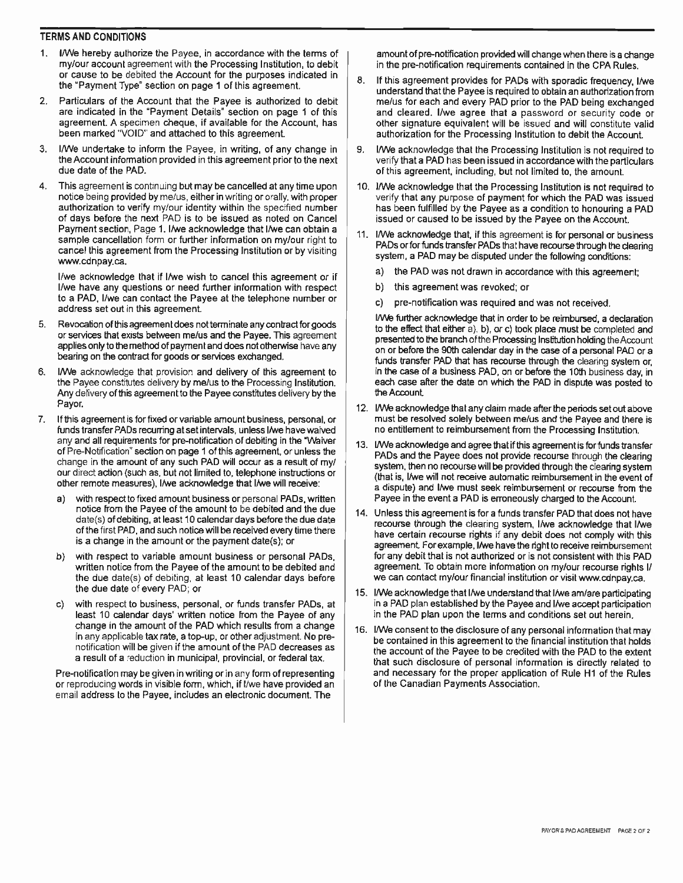## TERMS AND CONDITIONS

1. I/We hereby authorize the Payee, in accordance with the terms of my/our account agreement with the Processing Institution, to debit or cause to be debited the Account for the purposes indicated in the "Payment Type" section on page 1 of this agreement.

2. Particulars of the Account that the Payee is authorized to debit are indicated in the "Payment Details" section on page 1 of this agreement. A specimen cheque, if available for the Account, has been marked "VOID" and attached to this agreement.

3. I/We undertake to inform the Payee, in writing, of any change in the Account information provided in this agreement prior to the next due date of the PAD.

4. This agreement is continuing but may be cancelled at any time upon notice being provided by me/us, either in writing or orally, with proper authorization to verify my/our identity within the specified number of days before the next PAD is to be issued as noted on Cancel Payment section, Page 1. I/we acknowledge that I/we can obtain a sample cancellation form or further information on my/our right to cancel this agreement from the Processing Institution or by visiting www.cdnpay.ca.

   I/we acknowledge that if I/we wish to cancel this agreement or if I/we have any questions or need further information with respect to a PAD, I/we can contact the Payee at the telephone number or address set out in this agreement.

5. Revocation of this agreement does not terminate any contract for goods or services that exists between me/us and the Payee. This agreement applies only to the method of payment and does not otherwise have any bearing on the contract for goods or services exchanged.

6. I/We acknowledge that provision and delivery of this agreement to the Payee constitutes delivery by me/us to the Processing Institution. Any delivery of this agreement to the Payee constitutes delivery by the Payor.

7. If this agreement is for fixed or variable amount business, personal, or funds transfer PADs recurring at set intervals, unless I/we have waived any and all requirements for pre-notification of debiting in the "Waiver of Pre-Notification" section on page 1 of this agreement, or unless the change in the amount of any such PAD will occur as a result of my/our direct action (such as, but not limited to, telephone instructions or other remote measures), I/we acknowledge that I/we will receive:

   a) with respect to fixed amount business or personal PADs, written notice from the Payee of the amount to be debited and the due date(s) of debiting, at least 10 calendar days before the due date of the first PAD, and such notice will be received every time there is a change in the amount or the payment date(s); or

   b) with respect to variable amount business or personal PADs, written notice from the Payee of the amount to be debited and the due date(s) of debiting, at least 10 calendar days before the due date of every PAD; or

   c) with respect to business, personal, or funds transfer PADs, at least 10 calendar days' written notice from the Payee of any change in the amount of the PAD which results from a change in any applicable tax rate, a top-up, or other adjustment. No pre-notification will be given if the amount of the PAD decreases as a result of a reduction in municipal, provincial, or federal tax.

   Pre-notification may be given in writing or in any form of representing or reproducing words in visible form, which, if I/we have provided an email address to the Payee, includes an electronic document. The amount of pre-notification provided will change when there is a change in the pre-notification requirements contained in the CPA Rules.

8. If this agreement provides for PADs with sporadic frequency, I/we understand that the Payee is required to obtain an authorization from me/us for each and every PAD prior to the PAD being exchanged and cleared. I/we agree that a password or security code or other signature equivalent will be issued and will constitute valid authorization for the Processing Institution to debit the Account.

9. I/We acknowledge that the Processing Institution is not required to verify that a PAD has been issued in accordance with the particulars of this agreement, including, but not limited to, the amount.

10. I/We acknowledge that the Processing Institution is not required to verify that any purpose of payment for which the PAD was issued has been fulfilled by the Payee as a condition to honouring a PAD issued or caused to be issued by the Payee on the Account.

11. I/We acknowledge that, if this agreement is for personal or business PADs or for funds transfer PADs that have recourse through the clearing system, a PAD may be disputed under the following conditions:

    a) the PAD was not drawn in accordance with this agreement;

    b) this agreement was revoked; or

    c) pre-notification was required and was not received.

    I/We further acknowledge that in order to be reimbursed, a declaration to the effect that either a), b), or c) took place must be completed and presented to the branch of the Processing Institution holding the Account on or before the 90th calendar day in the case of a personal PAD or a funds transfer PAD that has recourse through the clearing system or, in the case of a business PAD, on or before the 10th business day, in each case after the date on which the PAD in dispute was posted to the Account.

12. I/We acknowledge that any claim made after the periods set out above must be resolved solely between me/us and the Payee and there is no entitlement to reimbursement from the Processing Institution.

13. I/We acknowledge and agree that if this agreement is for funds transfer PADs and the Payee does not provide recourse through the clearing system, then no recourse will be provided through the clearing system (that is, I/we will not receive automatic reimbursement in the event of a dispute) and I/we must seek reimbursement or recourse from the Payee in the event a PAD is erroneously charged to the Account.

14. Unless this agreement is for a funds transfer PAD that does not have recourse through the clearing system, I/we acknowledge that I/we have certain recourse rights if any debit does not comply with this agreement. For example, I/we have the right to receive reimbursement for any debit that is not authorized or is not consistent with this PAD agreement. To obtain more information on my/our recourse rights I/we can contact my/our financial institution or visit www.cdnpay.ca.

15. I/We acknowledge that I/we understand that I/we am/are participating in a PAD plan established by the Payee and I/we accept participation in the PAD plan upon the terms and conditions set out herein.

16. I/We consent to the disclosure of any personal information that may be contained in this agreement to the financial institution that holds the account of the Payee to be credited with the PAD to the extent that such disclosure of personal information is directly related to and necessary for the proper application of Rule H1 of the Rules of the Canadian Payments Association.